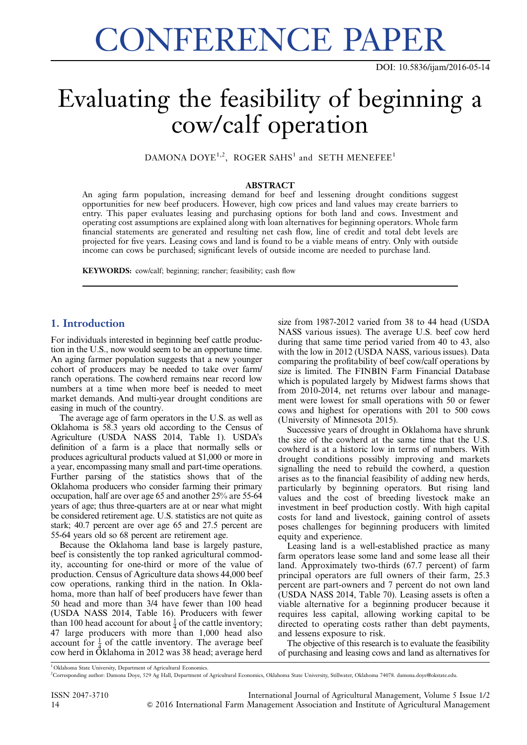# CONFERENCE PAPER

DOI: 10.5836/ijam/2016-05-14

# Evaluating the feasibility of beginning a cow/calf operation

DAMONA DOYE[1,2], ROGER SAHS[1] and SETH MENEFEE[1]

## ABSTRACT

An aging farm population, increasing demand for beef and lessening drought conditions suggest opportunities for new beef producers. However, high cow prices and land values may create barriers to entry. This paper evaluates leasing and purchasing options for both land and cows. Investment and operating cost assumptions are explained along with loan alternatives for beginning operators. Whole farm financial statements are generated and resulting net cash flow, line of credit and total debt levels are projected for five years. Leasing cows and land is found to be a viable means of entry. Only with outside income can cows be purchased; significant levels of outside income are needed to purchase land.

**KEYWORDS:** cow/calf; beginning; rancher; feasibility; cash flow

## 1. Introduction

For individuals interested in beginning beef cattle production in the U.S., now would seem to be an opportune time. An aging farmer population suggests that a new younger cohort of producers may be needed to take over farm/ranch operations. The cowherd remains near record low numbers at a time when more beef is needed to meet market demands. And multi-year drought conditions are easing in much of the country.

The average age of farm operators in the U.S. as well as Oklahoma is 58.3 years old according to the Census of Agriculture (USDA NASS 2014, Table 1). USDA's definition of a farm is a place that normally sells or produces agricultural products valued at $1,000 or more in a year, encompassing many small and part-time operations. Further parsing of the statistics shows that of the Oklahoma producers who consider farming their primary occupation, half are over age 65 and another 25% are 55-64 years of age; thus three-quarters are at or near what might be considered retirement age. U.S. statistics are not quite as stark; 40.7 percent are over age 65 and 27.5 percent are 55-64 years old so 68 percent are retirement age.

Because the Oklahoma land base is largely pasture, beef is consistently the top ranked agricultural commodity, accounting for one-third or more of the value of production. Census of Agriculture data shows 44,000 beef cow operations, ranking third in the nation. In Oklahoma, more than half of beef producers have fewer than 50 head and more than 3/4 have fewer than 100 head (USDA NASS 2014, Table 16). Producers with fewer than 100 head account for about $\frac{1}{4}$ of the cattle inventory; 47 large producers with more than 1,000 head also account for $\frac{1}{4}$ of the cattle inventory. The average beef cow herd in Oklahoma in 2012 was 38 head; average herd size from 1987-2012 varied from 38 to 44 head (USDA NASS various issues). The average U.S. beef cow herd during that same time period varied from 40 to 43, also with the low in 2012 (USDA NASS, various issues). Data comparing the profitability of beef cow/calf operations by size is limited. The FINBIN Farm Financial Database which is populated largely by Midwest farms shows that from 2010-2014, net returns over labour and management were lowest for small operations with 50 or fewer cows and highest for operations with 201 to 500 cows (University of Minnesota 2015).

Successive years of drought in Oklahoma have shrunk the size of the cowherd at the same time that the U.S. cowherd is at a historic low in terms of numbers. With drought conditions possibly improving and markets signalling the need to rebuild the cowherd, a question arises as to the financial feasibility of adding new herds, particularly by beginning operators. But rising land values and the cost of breeding livestock make an investment in beef production costly. With high capital costs for land and livestock, gaining control of assets poses challenges for beginning producers with limited equity and experience.

Leasing land is a well-established practice as many farm operators lease some land and some lease all their land. Approximately two-thirds (67.7 percent) of farm principal operators are full owners of their farm, 25.3 percent are part-owners and 7 percent do not own land (USDA NASS 2014, Table 70). Leasing assets is often a viable alternative for a beginning producer because it requires less capital, allowing working capital to be directed to operating costs rather than debt payments, and lessens exposure to risk.

The objective of this research is to evaluate the feasibility of purchasing and leasing cows and land as alternatives for

[1] Oklahoma State University, Department of Agricultural Economics.

[2] Corresponding author: Damona Doye, 529 Ag Hall, Department of Agricultural Economics, Oklahoma State University, Stillwater, Oklahoma 74078. damona.doye@okstate.edu.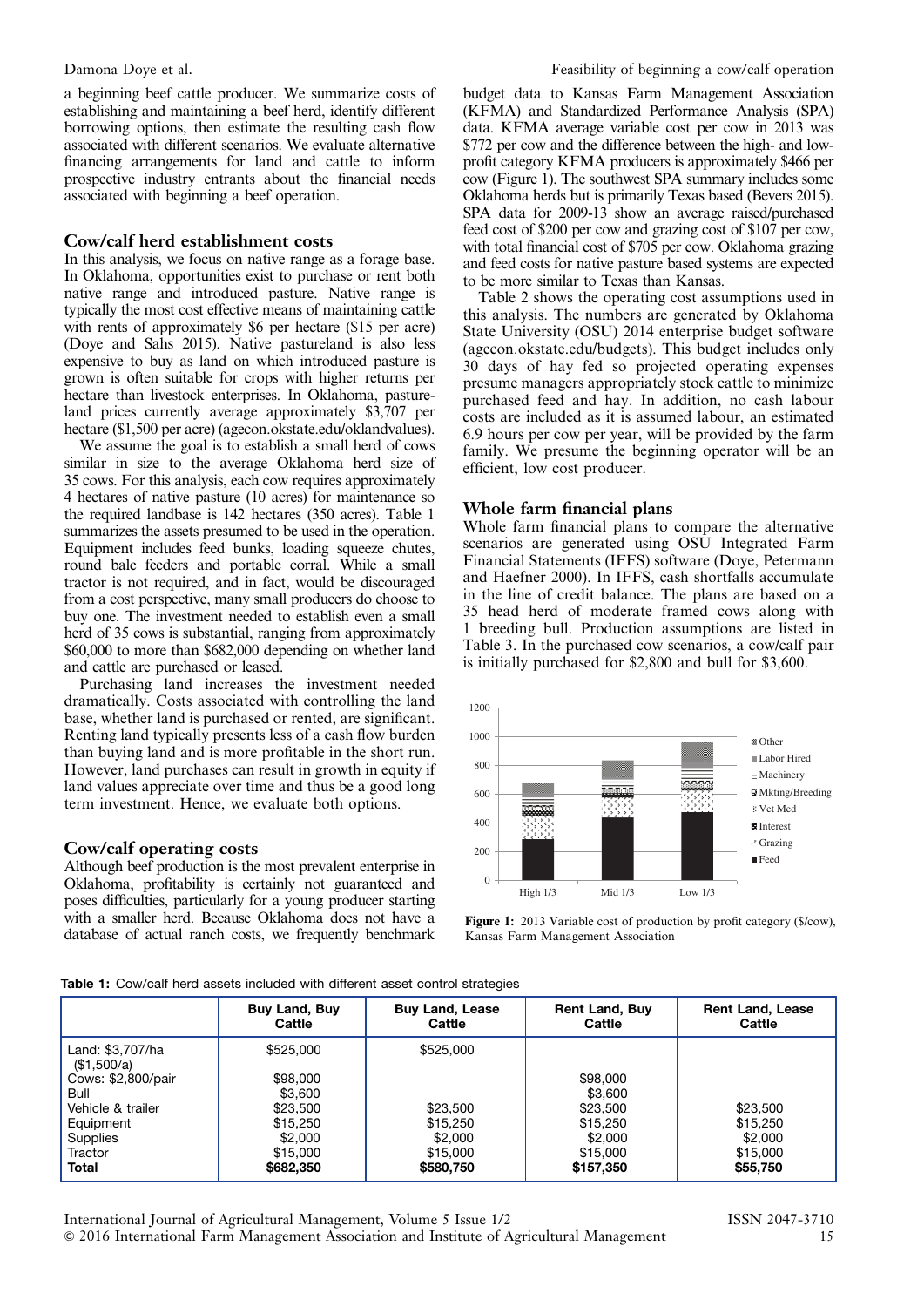a beginning beef cattle producer. We summarize costs of establishing and maintaining a beef herd, identify different borrowing options, then estimate the resulting cash flow associated with different scenarios. We evaluate alternative financing arrangements for land and cattle to inform prospective industry entrants about the financial needs associated with beginning a beef operation.

## Cow/calf herd establishment costs

In this analysis, we focus on native range as a forage base. In Oklahoma, opportunities exist to purchase or rent both native range and introduced pasture. Native range is typically the most cost effective means of maintaining cattle with rents of approximately $6 per hectare ($15 per acre) (Doye and Sahs 2015). Native pastureland is also less expensive to buy as land on which introduced pasture is grown is often suitable for crops with higher returns per hectare than livestock enterprises. In Oklahoma, pastureland prices currently average approximately $3,707 per hectare ($1,500 per acre) (agecon.okstate.edu/oklandvalues).

We assume the goal is to establish a small herd of cows similar in size to the average Oklahoma herd size of 35 cows. For this analysis, each cow requires approximately 4 hectares of native pasture (10 acres) for maintenance so the required landbase is 142 hectares (350 acres). Table 1 summarizes the assets presumed to be used in the operation. Equipment includes feed bunks, loading squeeze chutes, round bale feeders and portable corral. While a small tractor is not required, and in fact, would be discouraged from a cost perspective, many small producers do choose to buy one. The investment needed to establish even a small herd of 35 cows is substantial, ranging from approximately $60,000 to more than $682,000 depending on whether land and cattle are purchased or leased.

Purchasing land increases the investment needed dramatically. Costs associated with controlling the land base, whether land is purchased or rented, are significant. Renting land typically presents less of a cash flow burden than buying land and is more profitable in the short run. However, land purchases can result in growth in equity if land values appreciate over time and thus be a good long term investment. Hence, we evaluate both options.

## Cow/calf operating costs

Although beef production is the most prevalent enterprise in Oklahoma, profitability is certainly not guaranteed and poses difficulties, particularly for a young producer starting with a smaller herd. Because Oklahoma does not have a database of actual ranch costs, we frequently benchmark budget data to Kansas Farm Management Association (KFMA) and Standardized Performance Analysis (SPA) data. KFMA average variable cost per cow in 2013 was $772 per cow and the difference between the high- and low-profit category KFMA producers is approximately $466 per cow (Figure 1). The southwest SPA summary includes some Oklahoma herds but is primarily Texas based (Bevers 2015). SPA data for 2009-13 show an average raised/purchased feed cost of $200 per cow and grazing cost of $107 per cow, with total financial cost of $705 per cow. Oklahoma grazing and feed costs for native pasture based systems are expected to be more similar to Texas than Kansas.

Table 2 shows the operating cost assumptions used in this analysis. The numbers are generated by Oklahoma State University (OSU) 2014 enterprise budget software (agecon.okstate.edu/budgets). This budget includes only 30 days of hay fed so projected operating expenses presume managers appropriately stock cattle to minimize purchased feed and hay. In addition, no cash labour costs are included as it is assumed labour, an estimated 6.9 hours per cow per year, will be provided by the farm family. We presume the beginning operator will be an efficient, low cost producer.

## Whole farm financial plans

Whole farm financial plans to compare the alternative scenarios are generated using OSU Integrated Farm Financial Statements (IFFS) software (Doye, Petermann and Haefner 2000). In IFFS, cash shortfalls accumulate in the line of credit balance. The plans are based on a 35 head herd of moderate framed cows along with 1 breeding bull. Production assumptions are listed in Table 3. In the purchased cow scenarios, a cow/calf pair is initially purchased for $2,800 and bull for $3,600.

**Figure 1:** 2013 Variable cost of production by profit category ($/cow), Kansas Farm Management Association

**Table 1:** Cow/calf herd assets included with different asset control strategies

| | Buy Land, Buy Cattle | Buy Land, Lease Cattle | Rent Land, Buy Cattle | Rent Land, Lease Cattle |
|---|---|---|---|---|
| Land: $3,707/ha ($1,500/a) | $525,000 | $525,000 | | |
| Cows: $2,800/pair | $98,000 | | $98,000 | |
| Bull | $3,600 | | $3,600 | |
| Vehicle & trailer | $23,500 | $23,500 | $23,500 | $23,500 |
| Equipment | $15,250 | $15,250 | $15,250 | $15,250 |
| Supplies | $2,000 | $2,000 | $2,000 | $2,000 |
| Tractor | $15,000 | $15,000 | $15,000 | $15,000 |
| **Total** | **$682,350** | **$580,750** | **$157,350** | **$55,750** |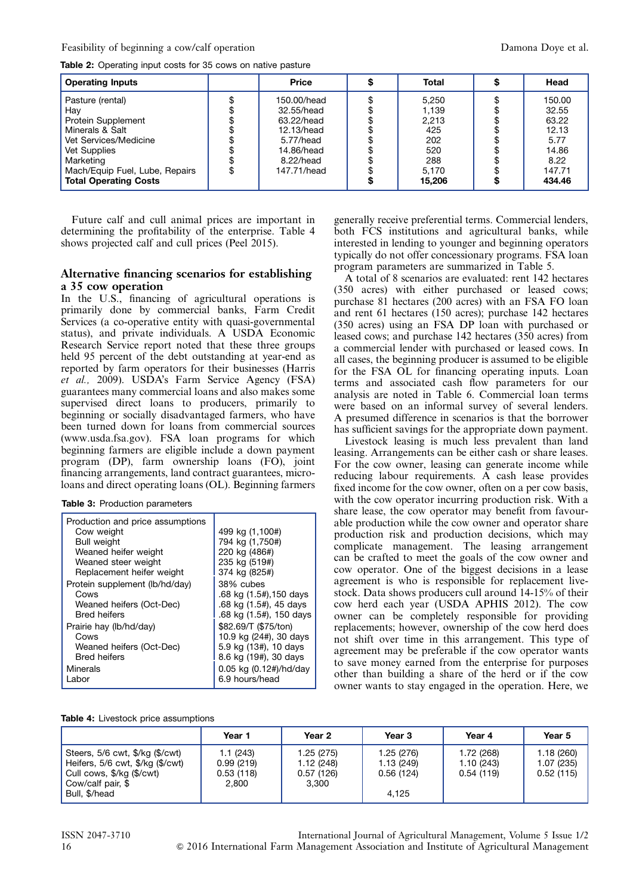**Table 2:** Operating input costs for 35 cows on native pasture

| Operating Inputs | | Price | $ | Total | $ | Head |
|---|---|---|---|---|---|---|
| Pasture (rental) | $ | 150.00/head | $ | 5,250 | $ | 150.00 |
| Hay | $ | 32.55/head | $ | 1,139 | $ | 32.55 |
| Protein Supplement | $ | 63.22/head | $ | 2,213 | $ | 63.22 |
| Minerals & Salt | $ | 12.13/head | $ | 425 | $ | 12.13 |
| Vet Services/Medicine | $ | 5.77/head | $ | 202 | $ | 5.77 |
| Vet Supplies | $ | 14.86/head | $ | 520 | $ | 14.86 |
| Marketing | $ | 8.22/head | $ | 288 | $ | 8.22 |
| Mach/Equip Fuel, Lube, Repairs | $ | 147.71/head | $ | 5,170 | $ | 147.71 |
| **Total Operating Costs** | | | **$** | **15,206** | **$** | **434.46** |

Future calf and cull animal prices are important in determining the profitability of the enterprise. Table 4 shows projected calf and cull prices (Peel 2015).

## Alternative financing scenarios for establishing a 35 cow operation

In the U.S., financing of agricultural operations is primarily done by commercial banks, Farm Credit Services (a co-operative entity with quasi-governmental status), and private individuals. A USDA Economic Research Service report noted that these three groups held 95 percent of the debt outstanding at year-end as reported by farm operators for their businesses (Harris *et al.,* 2009). USDA's Farm Service Agency (FSA) guarantees many commercial loans and also makes some supervised direct loans to producers, primarily to beginning or socially disadvantaged farmers, who have been turned down for loans from commercial sources (www.usda.fsa.gov). FSA loan programs for which beginning farmers are eligible include a down payment program (DP), farm ownership loans (FO), joint financing arrangements, land contract guarantees, micro-loans and direct operating loans (OL). Beginning farmers generally receive preferential terms. Commercial lenders, both FCS institutions and agricultural banks, while interested in lending to younger and beginning operators typically do not offer concessionary programs. FSA loan program parameters are summarized in Table 5.

A total of 8 scenarios are evaluated: rent 142 hectares (350 acres) with either purchased or leased cows; purchase 81 hectares (200 acres) with an FSA FO loan and rent 61 hectares (150 acres); purchase 142 hectares (350 acres) using an FSA DP loan with purchased or leased cows; and purchase 142 hectares (350 acres) from a commercial lender with purchased or leased cows. In all cases, the beginning producer is assumed to be eligible for the FSA OL for financing operating inputs. Loan terms and associated cash flow parameters for our analysis are noted in Table 6. Commercial loan terms were based on an informal survey of several lenders. A presumed difference in scenarios is that the borrower has sufficient savings for the appropriate down payment.

Livestock leasing is much less prevalent than land leasing. Arrangements can be either cash or share leases. For the cow owner, leasing can generate income while reducing labour requirements. A cash lease provides fixed income for the cow owner, often on a per cow basis, with the cow operator incurring production risk. With a share lease, the cow operator may benefit from favourable production while the cow owner and operator share production risk and production decisions, which may complicate management. The leasing arrangement can be crafted to meet the goals of the cow owner and cow operator. One of the biggest decisions in a lease agreement is who is responsible for replacement livestock. Data shows producers cull around 14-15% of their cow herd each year (USDA APHIS 2012). The cow owner can be completely responsible for providing replacements; however, ownership of the cow herd does not shift over time in this arrangement. This type of agreement may be preferable if the cow operator wants to save money earned from the enterprise for purposes other than building a share of the herd or if the cow owner wants to stay engaged in the operation. Here, we

**Table 3:** Production parameters

| Production and price assumptions | |
|---|---|
| Cow weight | 499 kg (1,100#) |
| Bull weight | 794 kg (1,750#) |
| Weaned heifer weight | 220 kg (486#) |
| Weaned steer weight | 235 kg (519#) |
| Replacement heifer weight | 374 kg (825#) |
| Protein supplement (lb/hd/day) | 38% cubes |
| Cows | .68 kg (1.5#),150 days |
| Weaned heifers (Oct-Dec) | .68 kg (1.5#), 45 days |
| Bred heifers | .68 kg (1.5#), 150 days |
| Prairie hay (lb/hd/day) | $82.69/T ($75/ton) |
| Cows | 10.9 kg (24#), 30 days |
| Weaned heifers (Oct-Dec) | 5.9 kg (13#), 10 days |
| Bred heifers | 8.6 kg (19#), 30 days |
| Minerals | 0.05 kg (0.12#)/hd/day |
| Labor | 6.9 hours/head |

**Table 4:** Livestock price assumptions

| | Year 1 | Year 2 | Year 3 | Year 4 | Year 5 |
|---|---|---|---|---|---|
| Steers, 5/6 cwt, $/kg ($/cwt) | 1.1 (243) | 1.25 (275) | 1.25 (276) | 1.72 (268) | 1.18 (260) |
| Heifers, 5/6 cwt, $/kg ($/cwt) | 0.99 (219) | 1.12 (248) | 1.13 (249) | 1.10 (243) | 1.07 (235) |
| Cull cows, $/kg ($/cwt) | 0.53 (118) | 0.57 (126) | 0.56 (124) | 0.54 (119) | 0.52 (115) |
| Cow/calf pair, $ | 2,800 | 3,300 | | | |
| Bull, $/head | | | 4,125 | | |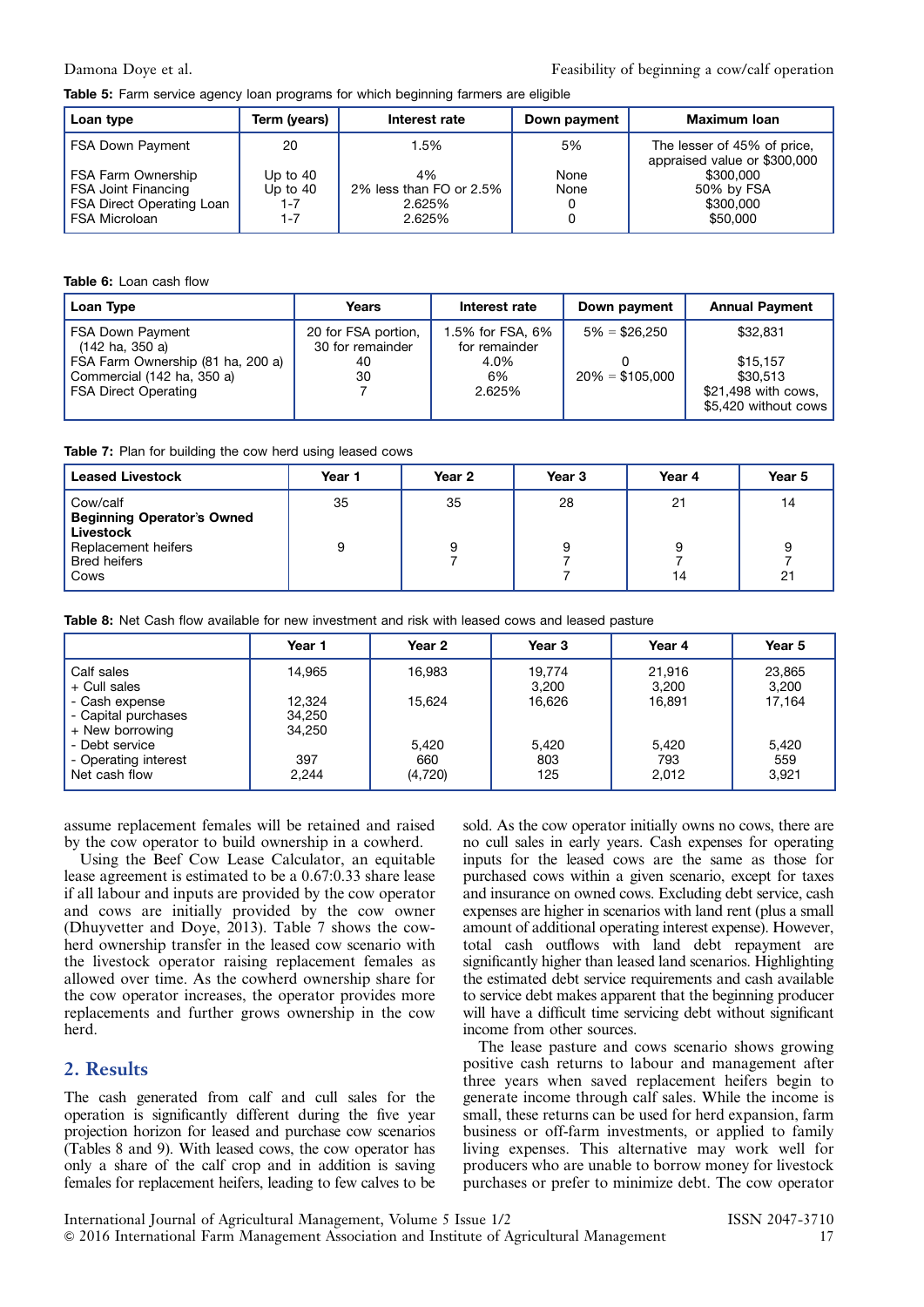Table 5: Farm service agency loan programs for which beginning farmers are eligible

| Loan type | Term (years) | Interest rate | Down payment | Maximum loan |
|---|---|---|---|---|
| FSA Down Payment | 20 | 1.5% | 5% | The lesser of 45% of price, appraised value or $300,000 |
| FSA Farm Ownership | Up to 40 | 4% | None | $300,000 |
| FSA Joint Financing | Up to 40 | 2% less than FO or 2.5% | None | 50% by FSA |
| FSA Direct Operating Loan | 1-7 | 2.625% | 0 | $300,000 |
| FSA Microloan | 1-7 | 2.625% | 0 | $50,000 |

Table 6: Loan cash flow

| Loan Type | Years | Interest rate | Down payment | Annual Payment |
|---|---|---|---|---|
| FSA Down Payment (142 ha, 350 a) | 20 for FSA portion, 30 for remainder | 1.5% for FSA, 6% for remainder | 5% = $26,250 | $32,831 |
| FSA Farm Ownership (81 ha, 200 a) | 40 | 4.0% | 0 | $15,157 |
| Commercial (142 ha, 350 a) | 30 | 6% | 20% = $105,000 | $30,513 |
| FSA Direct Operating | 7 | 2.625% | | $21,498 with cows, $5,420 without cows |

Table 7: Plan for building the cow herd using leased cows

| Leased Livestock | Year 1 | Year 2 | Year 3 | Year 4 | Year 5 |
|---|---|---|---|---|---|
| Cow/calf | 35 | 35 | 28 | 21 | 14 |
| **Beginning Operator's Owned Livestock** | | | | | |
| Replacement heifers | 9 | 9 | 9 | 9 | 9 |
| Bred heifers | | 7 | 7 | 7 | 7 |
| Cows | | | 7 | 14 | 21 |

Table 8: Net Cash flow available for new investment and risk with leased cows and leased pasture

| | Year 1 | Year 2 | Year 3 | Year 4 | Year 5 |
|---|---|---|---|---|---|
| Calf sales | 14,965 | 16,983 | 19,774 | 21,916 | 23,865 |
| + Cull sales | | | 3,200 | 3,200 | 3,200 |
| - Cash expense | 12,324 | 15,624 | 16,626 | 16,891 | 17,164 |
| - Capital purchases | 34,250 | | | | |
| + New borrowing | 34,250 | | | | |
| - Debt service | | 5,420 | 5,420 | 5,420 | 5,420 |
| - Operating interest | 397 | 660 | 803 | 793 | 559 |
| Net cash flow | 2,244 | (4,720) | 125 | 2,012 | 3,921 |

assume replacement females will be retained and raised by the cow operator to build ownership in a cowherd.

Using the Beef Cow Lease Calculator, an equitable lease agreement is estimated to be a 0.67:0.33 share lease if all labour and inputs are provided by the cow operator and cows are initially provided by the cow owner (Dhuyvetter and Doye, 2013). Table 7 shows the cow-herd ownership transfer in the leased cow scenario with the livestock operator raising replacement females as allowed over time. As the cowherd ownership share for the cow operator increases, the operator provides more replacements and further grows ownership in the cow herd.

## 2. Results

The cash generated from calf and cull sales for the operation is significantly different during the five year projection horizon for leased and purchase cow scenarios (Tables 8 and 9). With leased cows, the cow operator has only a share of the calf crop and in addition is saving females for replacement heifers, leading to few calves to be sold. As the cow operator initially owns no cows, there are no cull sales in early years. Cash expenses for operating inputs for the leased cows are the same as those for purchased cows within a given scenario, except for taxes and insurance on owned cows. Excluding debt service, cash expenses are higher in scenarios with land rent (plus a small amount of additional operating interest expense). However, total cash outflows with land debt repayment are significantly higher than leased land scenarios. Highlighting the estimated debt service requirements and cash available to service debt makes apparent that the beginning producer will have a difficult time servicing debt without significant income from other sources.

The lease pasture and cows scenario shows growing positive cash returns to labour and management after three years when saved replacement heifers begin to generate income through calf sales. While the income is small, these returns can be used for herd expansion, farm business or off-farm investments, or applied to family living expenses. This alternative may work well for producers who are unable to borrow money for livestock purchases or prefer to minimize debt. The cow operator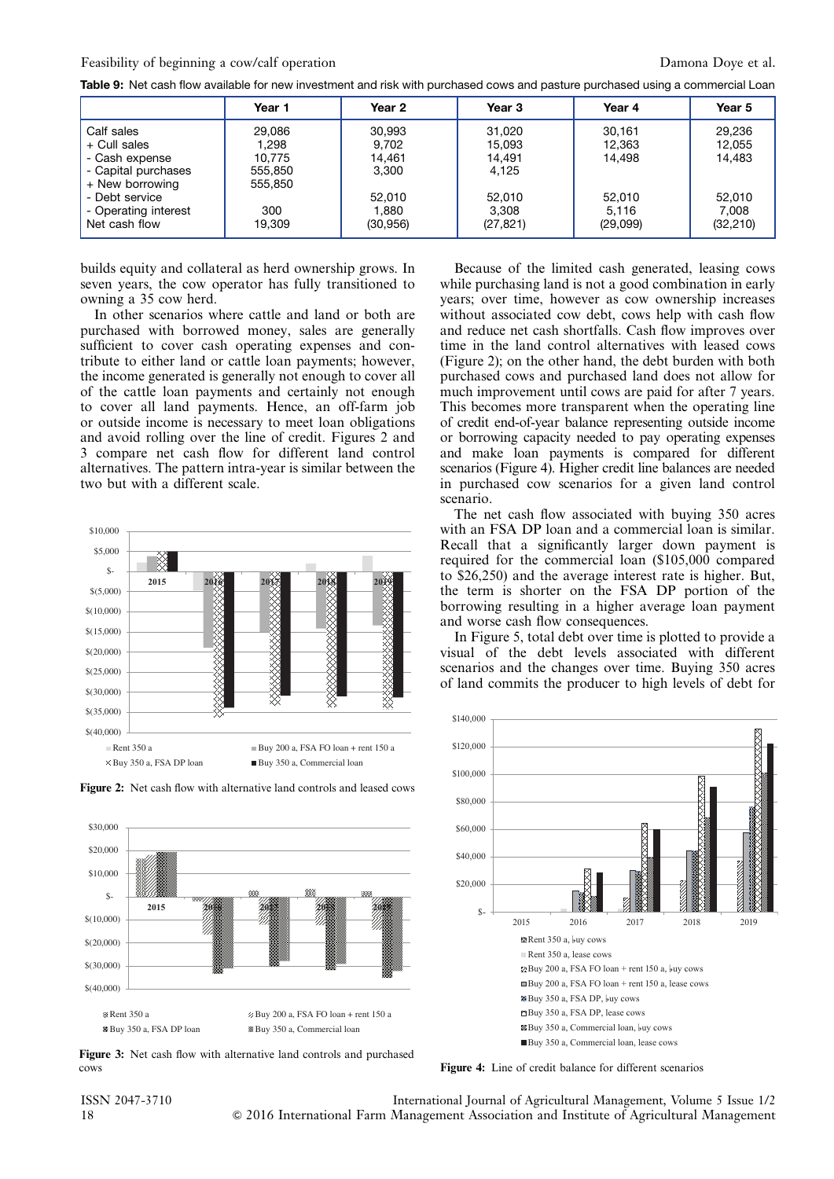**Table 9:** Net cash flow available for new investment and risk with purchased cows and pasture purchased using a commercial Loan

| | Year 1 | Year 2 | Year 3 | Year 4 | Year 5 |
|---|---|---|---|---|---|
| Calf sales | 29,086 | 30,993 | 31,020 | 30,161 | 29,236 |
| + Cull sales | 1,298 | 9,702 | 15,093 | 12,363 | 12,055 |
| - Cash expense | 10,775 | 14,461 | 14,491 | 14,498 | 14,483 |
| - Capital purchases | 555,850 | 3,300 | 4,125 | | |
| + New borrowing | 555,850 | | | | |
| - Debt service | | 52,010 | 52,010 | 52,010 | 52,010 |
| - Operating interest | 300 | 1,880 | 3,308 | 5,116 | 7,008 |
| Net cash flow | 19,309 | (30,956) | (27,821) | (29,099) | (32,210) |

builds equity and collateral as herd ownership grows. In seven years, the cow operator has fully transitioned to owning a 35 cow herd.

In other scenarios where cattle and land or both are purchased with borrowed money, sales are generally sufficient to cover cash operating expenses and contribute to either land or cattle loan payments; however, the income generated is generally not enough to cover all of the cattle loan payments and certainly not enough to cover all land payments. Hence, an off-farm job or outside income is necessary to meet loan obligations and avoid rolling over the line of credit. Figures 2 and 3 compare net cash flow for different land control alternatives. The pattern intra-year is similar between the two but with a different scale.

Figure 2: Net cash flow with alternative land controls and leased cows

Figure 3: Net cash flow with alternative land controls and purchased cows

Because of the limited cash generated, leasing cows while purchasing land is not a good combination in early years; over time, however as cow ownership increases without associated cow debt, cows help with cash flow and reduce net cash shortfalls. Cash flow improves over time in the land control alternatives with leased cows (Figure 2); on the other hand, the debt burden with both purchased cows and purchased land does not allow for much improvement until cows are paid for after 7 years. This becomes more transparent when the operating line of credit end-of-year balance representing outside income or borrowing capacity needed to pay operating expenses and make loan payments is compared for different scenarios (Figure 4). Higher credit line balances are needed in purchased cow scenarios for a given land control scenario.

The net cash flow associated with buying 350 acres with an FSA DP loan and a commercial loan is similar. Recall that a significantly larger down payment is required for the commercial loan ($105,000 compared to $26,250) and the average interest rate is higher. But, the term is shorter on the FSA DP portion of the borrowing resulting in a higher average loan payment and worse cash flow consequences.

In Figure 5, total debt over time is plotted to provide a visual of the debt levels associated with different scenarios and the changes over time. Buying 350 acres of land commits the producer to high levels of debt for

Figure 4: Line of credit balance for different scenarios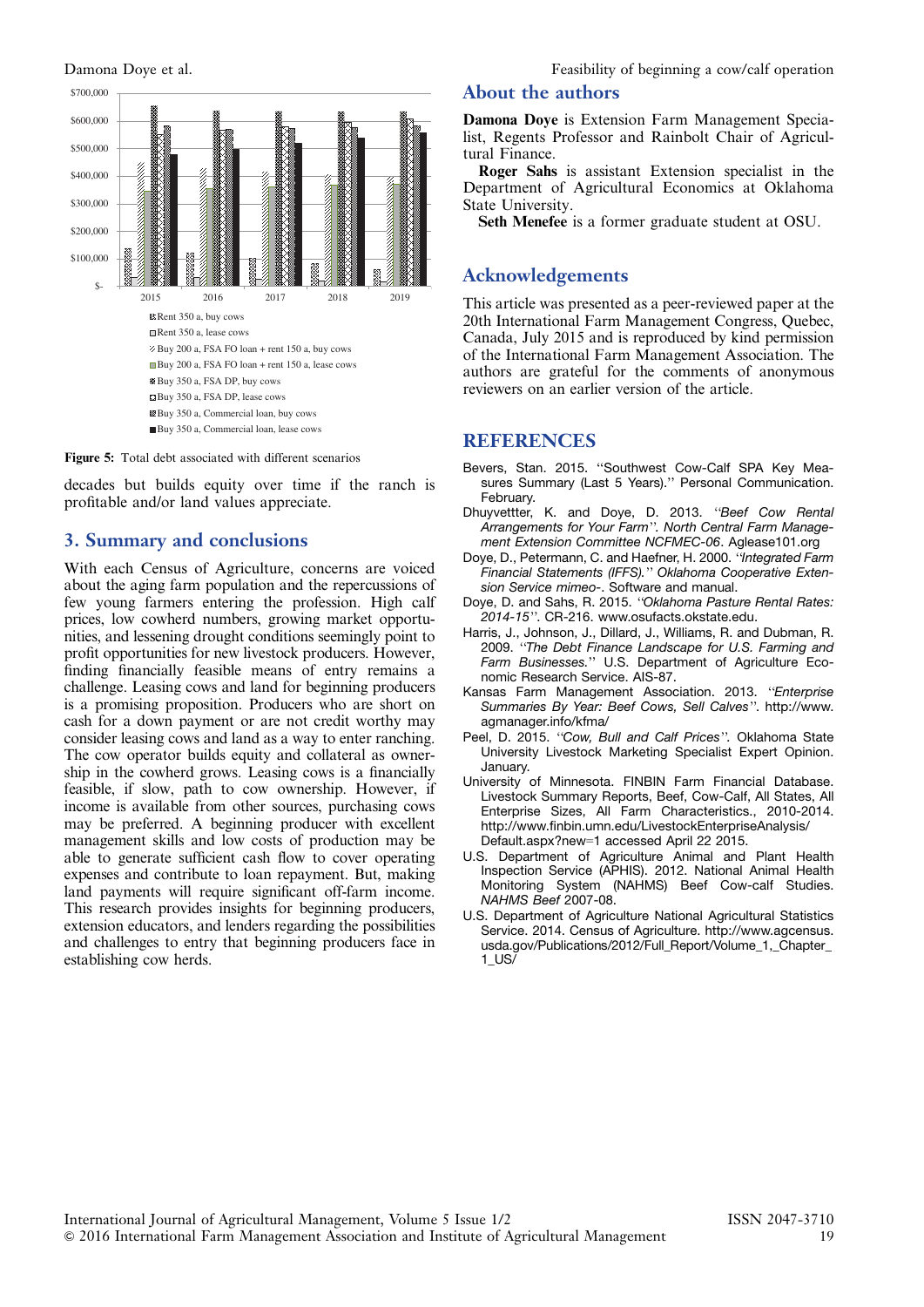$700,000
$600,000
$500,000
$400,000
$300,000
$200,000
$100,000
$-

2015 2016 2017 2018 2019

Rent 350 a, buy cows
Rent 350 a, lease cows
Buy 200 a, FSA FO loan + rent 150 a, buy cows
Buy 200 a, FSA FO loan + rent 150 a, lease cows
Buy 350 a, FSA DP, buy cows
Buy 350 a, FSA DP, lease cows
Buy 350 a, Commercial loan, buy cows
Buy 350 a, Commercial loan, lease cows

**Figure 5:** Total debt associated with different scenarios

decades but builds equity over time if the ranch is profitable and/or land values appreciate.

## 3. Summary and conclusions

With each Census of Agriculture, concerns are voiced about the aging farm population and the repercussions of few young farmers entering the profession. High calf prices, low cowherd numbers, growing market opportunities, and lessening drought conditions seemingly point to profit opportunities for new livestock producers. However, finding financially feasible means of entry remains a challenge. Leasing cows and land for beginning producers is a promising proposition. Producers who are short on cash for a down payment or are not credit worthy may consider leasing cows and land as a way to enter ranching. The cow operator builds equity and collateral as ownership in the cowherd grows. Leasing cows is a financially feasible, if slow, path to cow ownership. However, if income is available from other sources, purchasing cows may be preferred. A beginning producer with excellent management skills and low costs of production may be able to generate sufficient cash flow to cover operating expenses and contribute to loan repayment. But, making land payments will require significant off-farm income. This research provides insights for beginning producers, extension educators, and lenders regarding the possibilities and challenges to entry that beginning producers face in establishing cow herds.

## About the authors

**Damona Doye** is Extension Farm Management Specialist, Regents Professor and Rainbolt Chair of Agricultural Finance.

**Roger Sahs** is assistant Extension specialist in the Department of Agricultural Economics at Oklahoma State University.

**Seth Menefee** is a former graduate student at OSU.

## Acknowledgements

This article was presented as a peer-reviewed paper at the 20th International Farm Management Congress, Quebec, Canada, July 2015 and is reproduced by kind permission of the International Farm Management Association. The authors are grateful for the comments of anonymous reviewers on an earlier version of the article.

## REFERENCES

Bevers, Stan. 2015. ''Southwest Cow-Calf SPA Key Measures Summary (Last 5 Years).'' Personal Communication. February.

Dhuyvettter, K. and Doye, D. 2013. ''*Beef Cow Rental Arrangements for Your Farm*''. *North Central Farm Management Extension Committee NCFMEC-06*. Aglease101.org

Doye, D., Petermann, C. and Haefner, H. 2000. ''*Integrated Farm Financial Statements (IFFS).*'' *Oklahoma Cooperative Extension Service mimeo-*. Software and manual.

Doye, D. and Sahs, R. 2015. ''*Oklahoma Pasture Rental Rates: 2014-15*''. CR-216. www.osufacts.okstate.edu.

Harris, J., Johnson, J., Dillard, J., Williams, R. and Dubman, R. 2009. ''*The Debt Finance Landscape for U.S. Farming and Farm Businesses.*'' U.S. Department of Agriculture Economic Research Service. AIS-87.

Kansas Farm Management Association. 2013. ''*Enterprise Summaries By Year: Beef Cows, Sell Calves*''. http://www.agmanager.info/kfma/

Peel, D. 2015. ''*Cow, Bull and Calf Prices*''. Oklahoma State University Livestock Marketing Specialist Expert Opinion. January.

University of Minnesota. FINBIN Farm Financial Database. Livestock Summary Reports, Beef, Cow-Calf, All States, All Enterprise Sizes, All Farm Characteristics., 2010-2014. http://www.finbin.umn.edu/LivestockEnterpriseAnalysis/Default.aspx?new=1 accessed April 22 2015.

U.S. Department of Agriculture Animal and Plant Health Inspection Service (APHIS). 2012. National Animal Health Monitoring System (NAHMS) Beef Cow-calf Studies. *NAHMS Beef* 2007-08.

U.S. Department of Agriculture National Agricultural Statistics Service. 2014. Census of Agriculture. http://www.agcensus.usda.gov/Publications/2012/Full_Report/Volume_1,_Chapter_1_US/